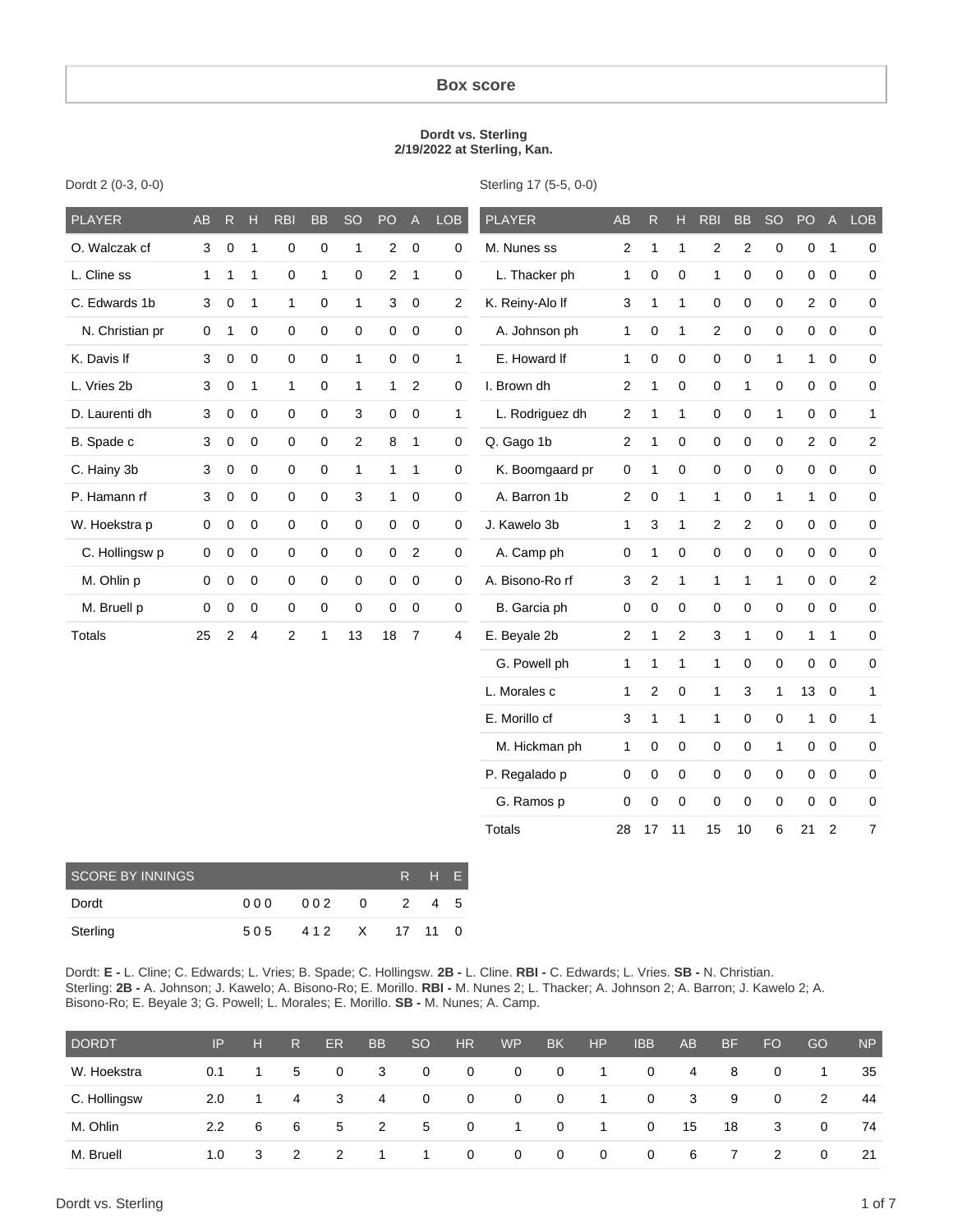# Box score

**Dordt vs. Sterling**
**2/19/2022 at Sterling, Kan.**

Dordt 2 (0-3, 0-0)

| PLAYER | AB | R | H | RBI | BB | SO | PO | A | LOB |
|---|---|---|---|---|---|---|---|---|---|
| O. Walczak cf | 3 | 0 | 1 | 0 | 0 | 1 | 2 | 0 | 0 |
| L. Cline ss | 1 | 1 | 1 | 0 | 1 | 0 | 2 | 1 | 0 |
| C. Edwards 1b | 3 | 0 | 1 | 1 | 0 | 1 | 3 | 0 | 2 |
| N. Christian pr | 0 | 1 | 0 | 0 | 0 | 0 | 0 | 0 | 0 |
| K. Davis lf | 3 | 0 | 0 | 0 | 0 | 1 | 0 | 0 | 1 |
| L. Vries 2b | 3 | 0 | 1 | 1 | 0 | 1 | 1 | 2 | 0 |
| D. Laurenti dh | 3 | 0 | 0 | 0 | 0 | 3 | 0 | 0 | 1 |
| B. Spade c | 3 | 0 | 0 | 0 | 0 | 2 | 8 | 1 | 0 |
| C. Hainy 3b | 3 | 0 | 0 | 0 | 0 | 1 | 1 | 1 | 0 |
| P. Hamann rf | 3 | 0 | 0 | 0 | 0 | 3 | 1 | 0 | 0 |
| W. Hoekstra p | 0 | 0 | 0 | 0 | 0 | 0 | 0 | 0 | 0 |
| C. Hollingsw p | 0 | 0 | 0 | 0 | 0 | 0 | 0 | 2 | 0 |
| M. Ohlin p | 0 | 0 | 0 | 0 | 0 | 0 | 0 | 0 | 0 |
| M. Bruell p | 0 | 0 | 0 | 0 | 0 | 0 | 0 | 0 | 0 |
| Totals | 25 | 2 | 4 | 2 | 1 | 13 | 18 | 7 | 4 |

Sterling 17 (5-5, 0-0)

| PLAYER | AB | R | H | RBI | BB | SO | PO | A | LOB |
|---|---|---|---|---|---|---|---|---|---|
| M. Nunes ss | 2 | 1 | 1 | 2 | 2 | 0 | 0 | 1 | 0 |
| L. Thacker ph | 1 | 0 | 0 | 1 | 0 | 0 | 0 | 0 | 0 |
| K. Reiny-Alo lf | 3 | 1 | 1 | 0 | 0 | 0 | 2 | 0 | 0 |
| A. Johnson ph | 1 | 0 | 1 | 2 | 0 | 0 | 0 | 0 | 0 |
| E. Howard lf | 1 | 0 | 0 | 0 | 0 | 1 | 1 | 0 | 0 |
| I. Brown dh | 2 | 1 | 0 | 0 | 1 | 0 | 0 | 0 | 0 |
| L. Rodriguez dh | 2 | 1 | 1 | 0 | 0 | 1 | 0 | 0 | 1 |
| Q. Gago 1b | 2 | 1 | 0 | 0 | 0 | 0 | 2 | 0 | 2 |
| K. Boomgaard pr | 0 | 1 | 0 | 0 | 0 | 0 | 0 | 0 | 0 |
| A. Barron 1b | 2 | 0 | 1 | 1 | 0 | 1 | 1 | 0 | 0 |
| J. Kawelo 3b | 1 | 3 | 1 | 2 | 2 | 0 | 0 | 0 | 0 |
| A. Camp ph | 0 | 1 | 0 | 0 | 0 | 0 | 0 | 0 | 0 |
| A. Bisono-Ro rf | 3 | 2 | 1 | 1 | 1 | 1 | 0 | 0 | 2 |
| B. Garcia ph | 0 | 0 | 0 | 0 | 0 | 0 | 0 | 0 | 0 |
| E. Beyale 2b | 2 | 1 | 2 | 3 | 1 | 0 | 1 | 1 | 0 |
| G. Powell ph | 1 | 1 | 1 | 1 | 0 | 0 | 0 | 0 | 0 |
| L. Morales c | 1 | 2 | 0 | 1 | 3 | 1 | 13 | 0 | 1 |
| E. Morillo cf | 3 | 1 | 1 | 1 | 0 | 0 | 1 | 0 | 1 |
| M. Hickman ph | 1 | 0 | 0 | 0 | 0 | 1 | 0 | 0 | 0 |
| P. Regalado p | 0 | 0 | 0 | 0 | 0 | 0 | 0 | 0 | 0 |
| G. Ramos p | 0 | 0 | 0 | 0 | 0 | 0 | 0 | 0 | 0 |
| Totals | 28 | 17 | 11 | 15 | 10 | 6 | 21 | 2 | 7 |

| SCORE BY INNINGS | | | | R | H | E |
|---|---|---|---|---|---|---|
| Dordt | 000 | 002 | 0 | 2 | 4 | 5 |
| Sterling | 505 | 412 | X | 17 | 11 | 0 |

Dordt: **E -** L. Cline; C. Edwards; L. Vries; B. Spade; C. Hollingsw. **2B -** L. Cline. **RBI -** C. Edwards; L. Vries. **SB -** N. Christian.
Sterling: **2B -** A. Johnson; J. Kawelo; A. Bisono-Ro; E. Morillo. **RBI -** M. Nunes 2; L. Thacker; A. Johnson 2; A. Barron; J. Kawelo 2; A. Bisono-Ro; E. Beyale 3; G. Powell; L. Morales; E. Morillo. **SB -** M. Nunes; A. Camp.

| DORDT | IP | H | R | ER | BB | SO | HR | WP | BK | HP | IBB | AB | BF | FO | GO | NP |
|---|---|---|---|---|---|---|---|---|---|---|---|---|---|---|---|---|
| W. Hoekstra | 0.1 | 1 | 5 | 0 | 3 | 0 | 0 | 0 | 0 | 1 | 0 | 4 | 8 | 0 | 1 | 35 |
| C. Hollingsw | 2.0 | 1 | 4 | 3 | 4 | 0 | 0 | 0 | 0 | 1 | 0 | 3 | 9 | 0 | 2 | 44 |
| M. Ohlin | 2.2 | 6 | 6 | 5 | 2 | 5 | 0 | 1 | 0 | 1 | 0 | 15 | 18 | 3 | 0 | 74 |
| M. Bruell | 1.0 | 3 | 2 | 2 | 1 | 1 | 0 | 0 | 0 | 0 | 0 | 6 | 7 | 2 | 0 | 21 |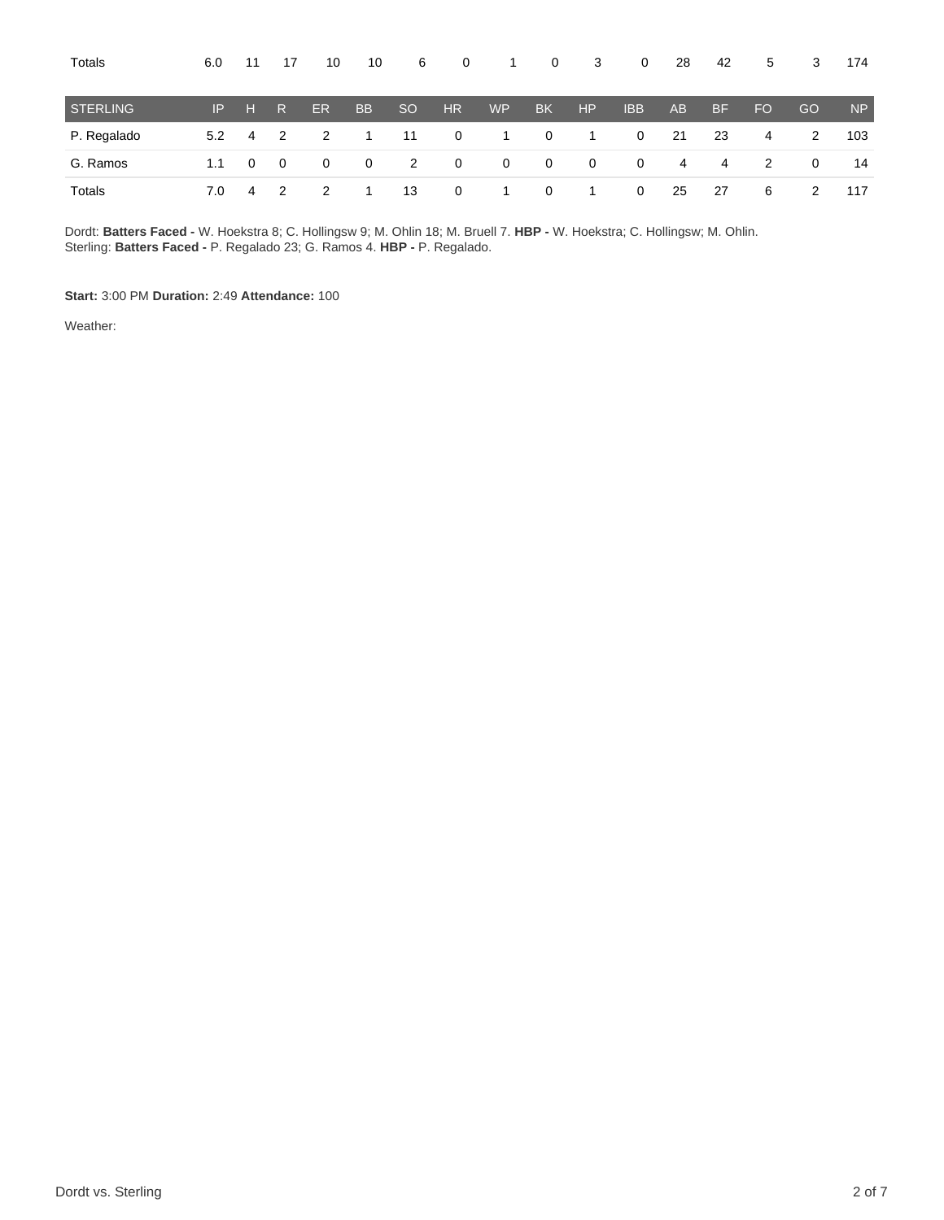| Totals | 6.0 | 11 | 17 | 10 | 10 | 6 | 0 | 1 | 0 | 3 | 0 | 28 | 42 | 5 | 3 | 174 |
|---|---|---|---|---|---|---|---|---|---|---|---|---|---|---|---|---|

| STERLING | IP | H | R | ER | BB | SO | HR | WP | BK | HP | IBB | AB | BF | FO | GO | NP |
|---|---|---|---|---|---|---|---|---|---|---|---|---|---|---|---|---|
| P. Regalado | 5.2 | 4 | 2 | 2 | 1 | 11 | 0 | 1 | 0 | 1 | 0 | 21 | 23 | 4 | 2 | 103 |
| G. Ramos | 1.1 | 0 | 0 | 0 | 0 | 2 | 0 | 0 | 0 | 0 | 0 | 4 | 4 | 2 | 0 | 14 |
| Totals | 7.0 | 4 | 2 | 2 | 1 | 13 | 0 | 1 | 0 | 1 | 0 | 25 | 27 | 6 | 2 | 117 |

Dordt: **Batters Faced -** W. Hoekstra 8; C. Hollingsw 9; M. Ohlin 18; M. Bruell 7. **HBP -** W. Hoekstra; C. Hollingsw; M. Ohlin.
Sterling: **Batters Faced -** P. Regalado 23; G. Ramos 4. **HBP -** P. Regalado.

**Start:** 3:00 PM **Duration:** 2:49 **Attendance:** 100

Weather: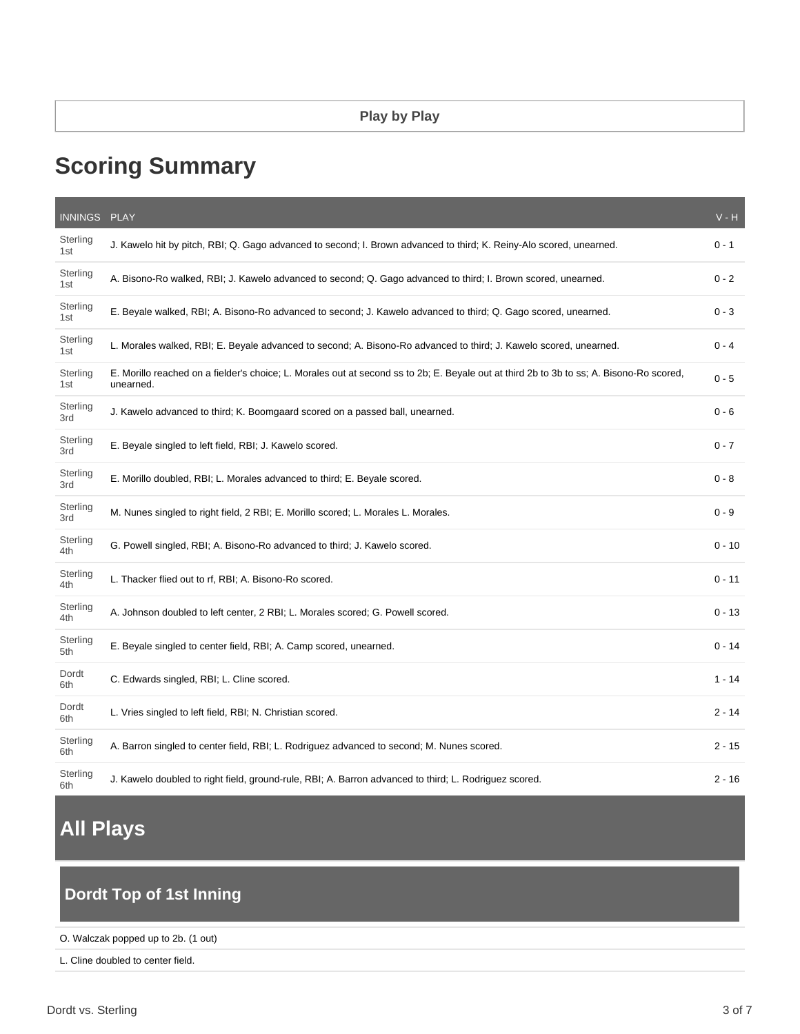**Play by Play**

# Scoring Summary

| INNINGS | PLAY | V - H |
| --- | --- | --- |
| Sterling 1st | J. Kawelo hit by pitch, RBI; Q. Gago advanced to second; I. Brown advanced to third; K. Reiny-Alo scored, unearned. | 0 - 1 |
| Sterling 1st | A. Bisono-Ro walked, RBI; J. Kawelo advanced to second; Q. Gago advanced to third; I. Brown scored, unearned. | 0 - 2 |
| Sterling 1st | E. Beyale walked, RBI; A. Bisono-Ro advanced to second; J. Kawelo advanced to third; Q. Gago scored, unearned. | 0 - 3 |
| Sterling 1st | L. Morales walked, RBI; E. Beyale advanced to second; A. Bisono-Ro advanced to third; J. Kawelo scored, unearned. | 0 - 4 |
| Sterling 1st | E. Morillo reached on a fielder's choice; L. Morales out at second ss to 2b; E. Beyale out at third 2b to 3b to ss; A. Bisono-Ro scored, unearned. | 0 - 5 |
| Sterling 3rd | J. Kawelo advanced to third; K. Boomgaard scored on a passed ball, unearned. | 0 - 6 |
| Sterling 3rd | E. Beyale singled to left field, RBI; J. Kawelo scored. | 0 - 7 |
| Sterling 3rd | E. Morillo doubled, RBI; L. Morales advanced to third; E. Beyale scored. | 0 - 8 |
| Sterling 3rd | M. Nunes singled to right field, 2 RBI; E. Morillo scored; L. Morales L. Morales. | 0 - 9 |
| Sterling 4th | G. Powell singled, RBI; A. Bisono-Ro advanced to third; J. Kawelo scored. | 0 - 10 |
| Sterling 4th | L. Thacker flied out to rf, RBI; A. Bisono-Ro scored. | 0 - 11 |
| Sterling 4th | A. Johnson doubled to left center, 2 RBI; L. Morales scored; G. Powell scored. | 0 - 13 |
| Sterling 5th | E. Beyale singled to center field, RBI; A. Camp scored, unearned. | 0 - 14 |
| Dordt 6th | C. Edwards singled, RBI; L. Cline scored. | 1 - 14 |
| Dordt 6th | L. Vries singled to left field, RBI; N. Christian scored. | 2 - 14 |
| Sterling 6th | A. Barron singled to center field, RBI; L. Rodriguez advanced to second; M. Nunes scored. | 2 - 15 |
| Sterling 6th | J. Kawelo doubled to right field, ground-rule, RBI; A. Barron advanced to third; L. Rodriguez scored. | 2 - 16 |

# All Plays

## Dordt Top of 1st Inning

O. Walczak popped up to 2b. (1 out)

L. Cline doubled to center field.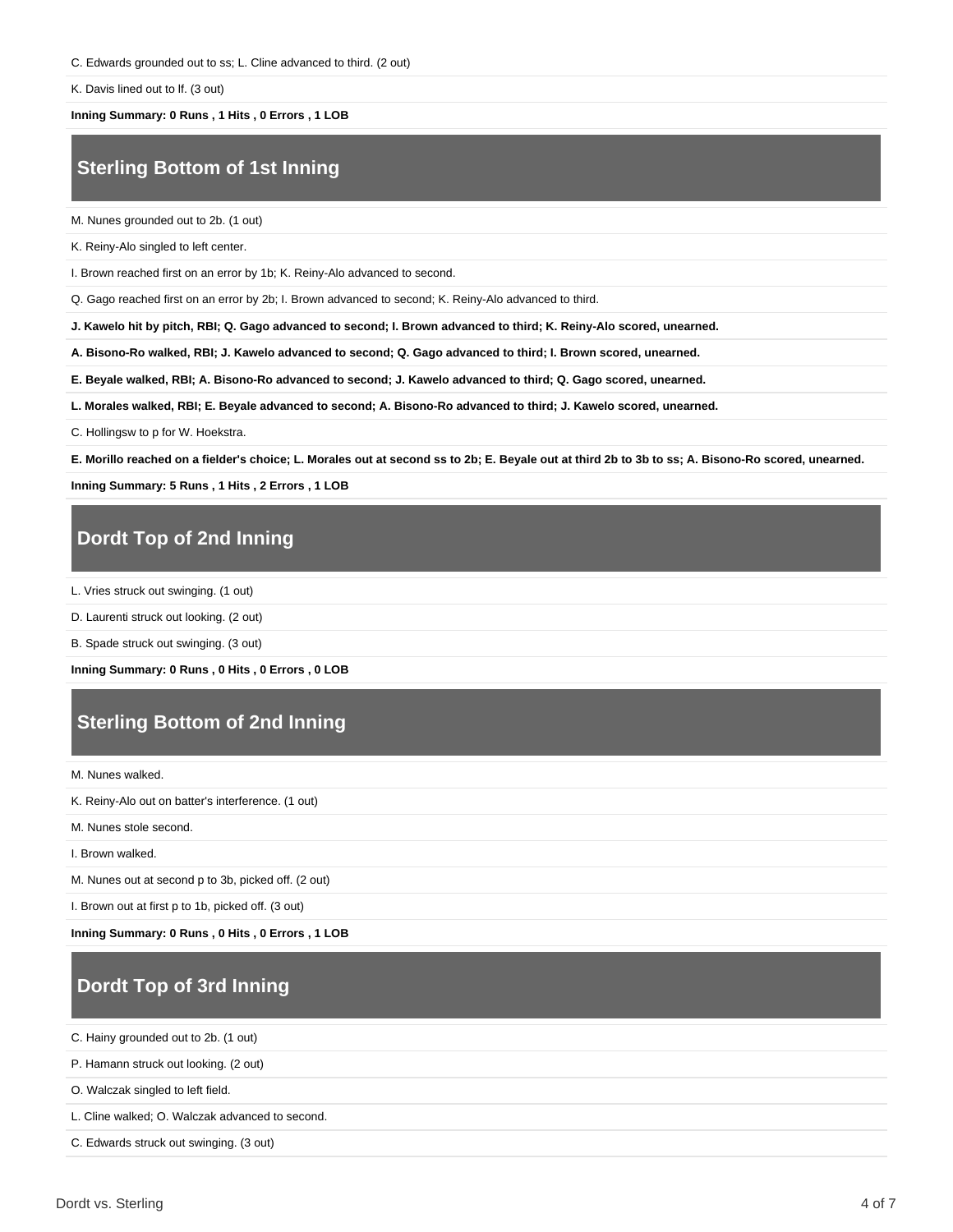C. Edwards grounded out to ss; L. Cline advanced to third. (2 out)

K. Davis lined out to lf. (3 out)

**Inning Summary: 0 Runs , 1 Hits , 0 Errors , 1 LOB**

## Sterling Bottom of 1st Inning

M. Nunes grounded out to 2b. (1 out)

K. Reiny-Alo singled to left center.

I. Brown reached first on an error by 1b; K. Reiny-Alo advanced to second.

Q. Gago reached first on an error by 2b; I. Brown advanced to second; K. Reiny-Alo advanced to third.

**J. Kawelo hit by pitch, RBI; Q. Gago advanced to second; I. Brown advanced to third; K. Reiny-Alo scored, unearned.**

**A. Bisono-Ro walked, RBI; J. Kawelo advanced to second; Q. Gago advanced to third; I. Brown scored, unearned.**

**E. Beyale walked, RBI; A. Bisono-Ro advanced to second; J. Kawelo advanced to third; Q. Gago scored, unearned.**

**L. Morales walked, RBI; E. Beyale advanced to second; A. Bisono-Ro advanced to third; J. Kawelo scored, unearned.**

C. Hollingsw to p for W. Hoekstra.

**E. Morillo reached on a fielder's choice; L. Morales out at second ss to 2b; E. Beyale out at third 2b to 3b to ss; A. Bisono-Ro scored, unearned.**

**Inning Summary: 5 Runs , 1 Hits , 2 Errors , 1 LOB**

## Dordt Top of 2nd Inning

L. Vries struck out swinging. (1 out)

D. Laurenti struck out looking. (2 out)

B. Spade struck out swinging. (3 out)

**Inning Summary: 0 Runs , 0 Hits , 0 Errors , 0 LOB**

## Sterling Bottom of 2nd Inning

M. Nunes walked.

K. Reiny-Alo out on batter's interference. (1 out)

M. Nunes stole second.

I. Brown walked.

M. Nunes out at second p to 3b, picked off. (2 out)

I. Brown out at first p to 1b, picked off. (3 out)

**Inning Summary: 0 Runs , 0 Hits , 0 Errors , 1 LOB**

## Dordt Top of 3rd Inning

C. Hainy grounded out to 2b. (1 out)

P. Hamann struck out looking. (2 out)

O. Walczak singled to left field.

L. Cline walked; O. Walczak advanced to second.

C. Edwards struck out swinging. (3 out)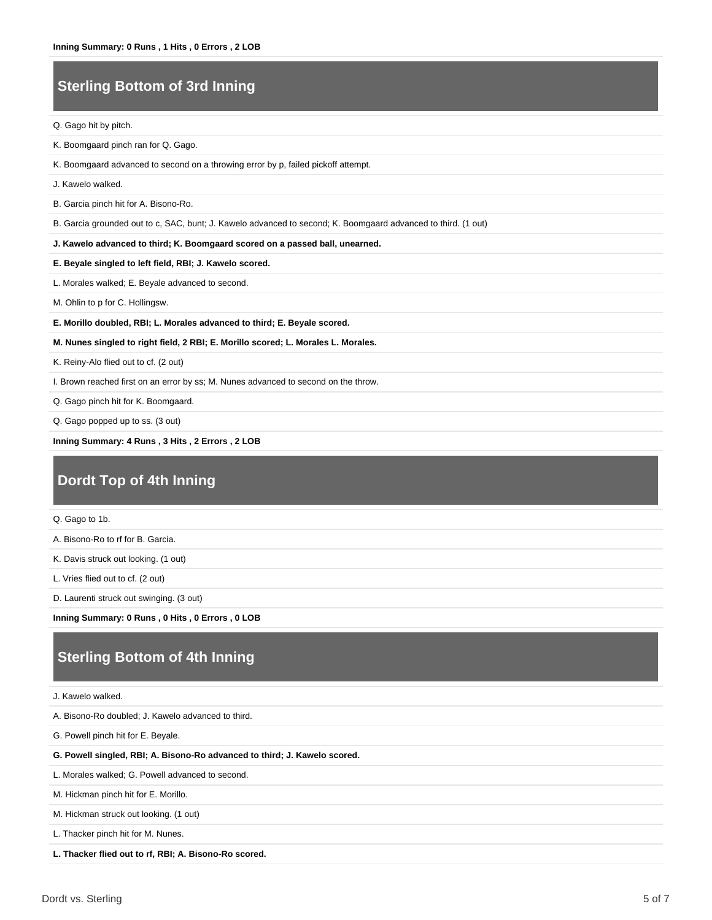**Inning Summary: 0 Runs , 1 Hits , 0 Errors , 2 LOB**

## Sterling Bottom of 3rd Inning

Q. Gago hit by pitch.

K. Boomgaard pinch ran for Q. Gago.

K. Boomgaard advanced to second on a throwing error by p, failed pickoff attempt.

J. Kawelo walked.

B. Garcia pinch hit for A. Bisono-Ro.

B. Garcia grounded out to c, SAC, bunt; J. Kawelo advanced to second; K. Boomgaard advanced to third. (1 out)

**J. Kawelo advanced to third; K. Boomgaard scored on a passed ball, unearned.**

**E. Beyale singled to left field, RBI; J. Kawelo scored.**

L. Morales walked; E. Beyale advanced to second.

M. Ohlin to p for C. Hollingsw.

**E. Morillo doubled, RBI; L. Morales advanced to third; E. Beyale scored.**

**M. Nunes singled to right field, 2 RBI; E. Morillo scored; L. Morales L. Morales.**

K. Reiny-Alo flied out to cf. (2 out)

I. Brown reached first on an error by ss; M. Nunes advanced to second on the throw.

Q. Gago pinch hit for K. Boomgaard.

Q. Gago popped up to ss. (3 out)

**Inning Summary: 4 Runs , 3 Hits , 2 Errors , 2 LOB**

## Dordt Top of 4th Inning

Q. Gago to 1b.

A. Bisono-Ro to rf for B. Garcia.

K. Davis struck out looking. (1 out)

L. Vries flied out to cf. (2 out)

D. Laurenti struck out swinging. (3 out)

**Inning Summary: 0 Runs , 0 Hits , 0 Errors , 0 LOB**

## Sterling Bottom of 4th Inning

J. Kawelo walked.

A. Bisono-Ro doubled; J. Kawelo advanced to third.

G. Powell pinch hit for E. Beyale.

**G. Powell singled, RBI; A. Bisono-Ro advanced to third; J. Kawelo scored.**

L. Morales walked; G. Powell advanced to second.

M. Hickman pinch hit for E. Morillo.

M. Hickman struck out looking. (1 out)

L. Thacker pinch hit for M. Nunes.

**L. Thacker flied out to rf, RBI; A. Bisono-Ro scored.**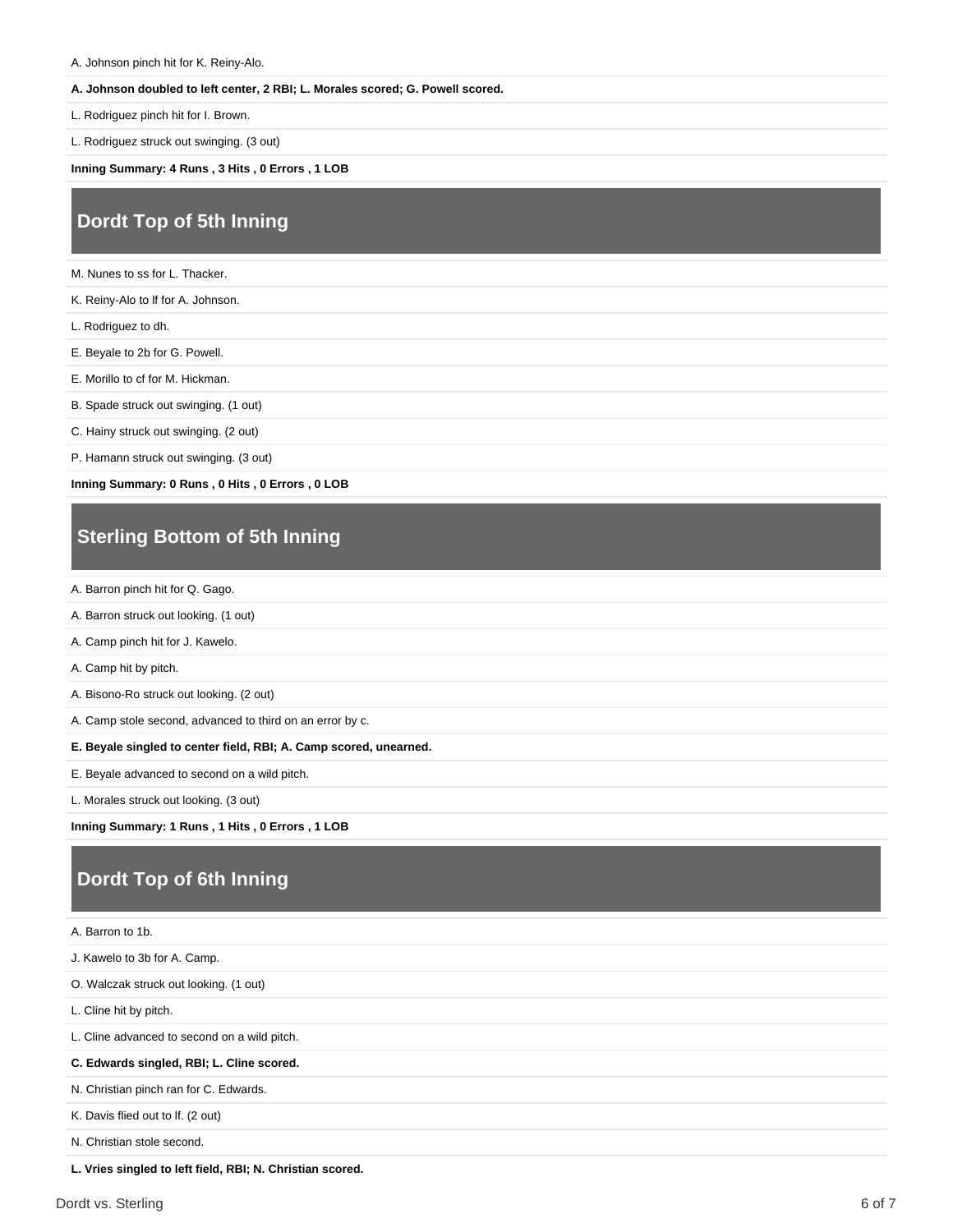A. Johnson pinch hit for K. Reiny-Alo.

**A. Johnson doubled to left center, 2 RBI; L. Morales scored; G. Powell scored.**

L. Rodriguez pinch hit for I. Brown.

L. Rodriguez struck out swinging. (3 out)

**Inning Summary: 4 Runs , 3 Hits , 0 Errors , 1 LOB**

## Dordt Top of 5th Inning

M. Nunes to ss for L. Thacker.

K. Reiny-Alo to lf for A. Johnson.

L. Rodriguez to dh.

E. Beyale to 2b for G. Powell.

E. Morillo to cf for M. Hickman.

B. Spade struck out swinging. (1 out)

C. Hainy struck out swinging. (2 out)

P. Hamann struck out swinging. (3 out)

**Inning Summary: 0 Runs , 0 Hits , 0 Errors , 0 LOB**

## Sterling Bottom of 5th Inning

A. Barron pinch hit for Q. Gago.

A. Barron struck out looking. (1 out)

A. Camp pinch hit for J. Kawelo.

A. Camp hit by pitch.

A. Bisono-Ro struck out looking. (2 out)

A. Camp stole second, advanced to third on an error by c.

**E. Beyale singled to center field, RBI; A. Camp scored, unearned.**

E. Beyale advanced to second on a wild pitch.

L. Morales struck out looking. (3 out)

**Inning Summary: 1 Runs , 1 Hits , 0 Errors , 1 LOB**

## Dordt Top of 6th Inning

A. Barron to 1b.

J. Kawelo to 3b for A. Camp.

O. Walczak struck out looking. (1 out)

L. Cline hit by pitch.

L. Cline advanced to second on a wild pitch.

**C. Edwards singled, RBI; L. Cline scored.**

N. Christian pinch ran for C. Edwards.

K. Davis flied out to lf. (2 out)

N. Christian stole second.

**L. Vries singled to left field, RBI; N. Christian scored.**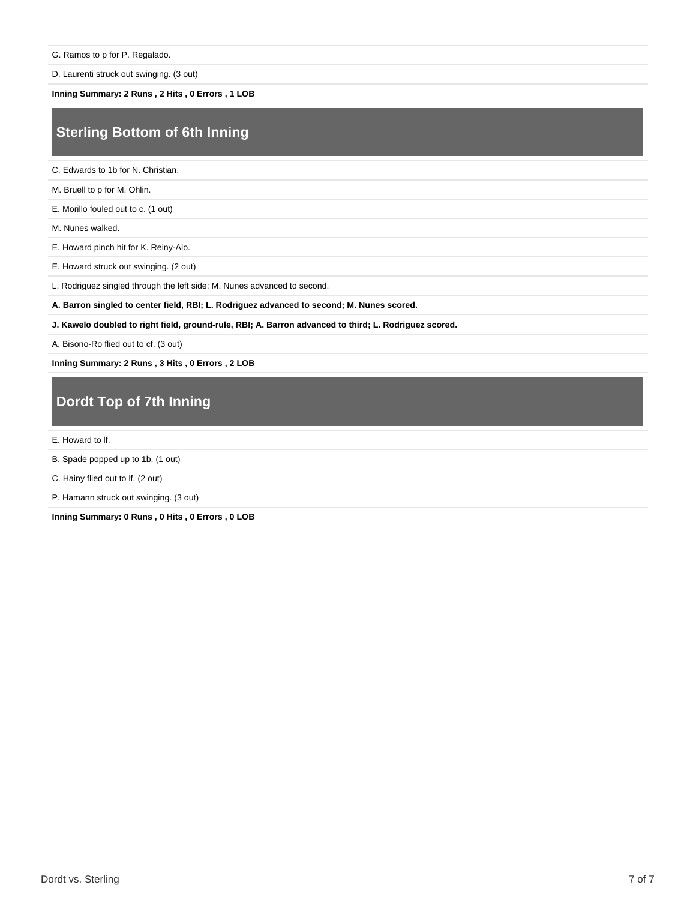G. Ramos to p for P. Regalado.

D. Laurenti struck out swinging. (3 out)

**Inning Summary: 2 Runs , 2 Hits , 0 Errors , 1 LOB**

## Sterling Bottom of 6th Inning

C. Edwards to 1b for N. Christian.

M. Bruell to p for M. Ohlin.

E. Morillo fouled out to c. (1 out)

M. Nunes walked.

E. Howard pinch hit for K. Reiny-Alo.

E. Howard struck out swinging. (2 out)

L. Rodriguez singled through the left side; M. Nunes advanced to second.

**A. Barron singled to center field, RBI; L. Rodriguez advanced to second; M. Nunes scored.**

**J. Kawelo doubled to right field, ground-rule, RBI; A. Barron advanced to third; L. Rodriguez scored.**

A. Bisono-Ro flied out to cf. (3 out)

**Inning Summary: 2 Runs , 3 Hits , 0 Errors , 2 LOB**

## Dordt Top of 7th Inning

E. Howard to lf.

B. Spade popped up to 1b. (1 out)

C. Hainy flied out to lf. (2 out)

P. Hamann struck out swinging. (3 out)

**Inning Summary: 0 Runs , 0 Hits , 0 Errors , 0 LOB**